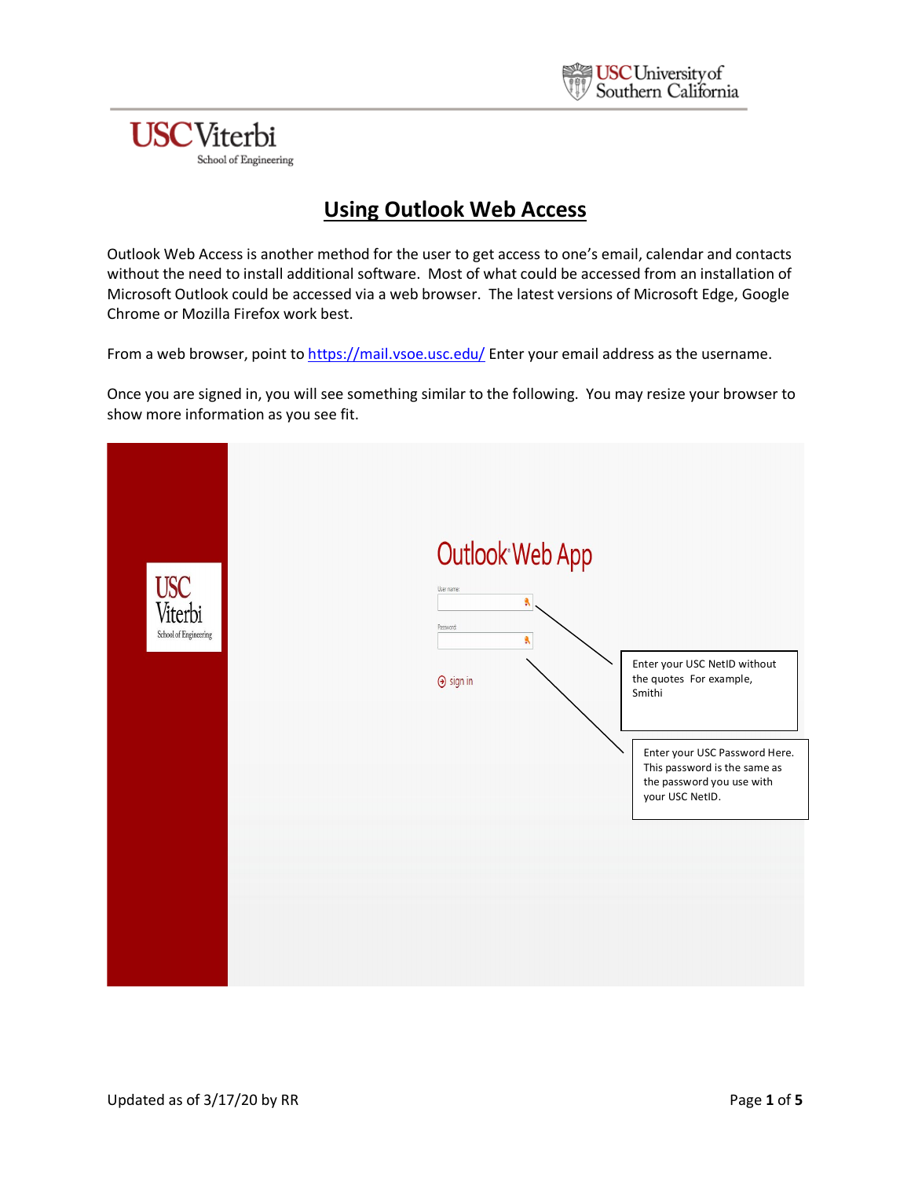# Using Outlook Web Access

Outlook Web Access is another method for the user to get access to one's email, calendar and contacts without the need to install additional software. Most of what could be accessed from an installation of Microsoft Outlook could be accessed via a web browser. The latest versions of Microsoft Edge, Google Chrome or Mozilla Firefox work best.

From a web browser, point to [https://mail.vsoe.usc.edu/](https://mail.vsoe.usc.edu/) Enter your email address as the username.

Once you are signed in, you will see something similar to the following. You may resize your browser to show more information as you see fit.

Outlook Web App

User name:

Password:

sign in

Enter your USC NetID without the quotes For example, Smithi

Enter your USC Password Here. This password is the same as the password you use with your USC NetID.

Updated as of 3/17/20 by RR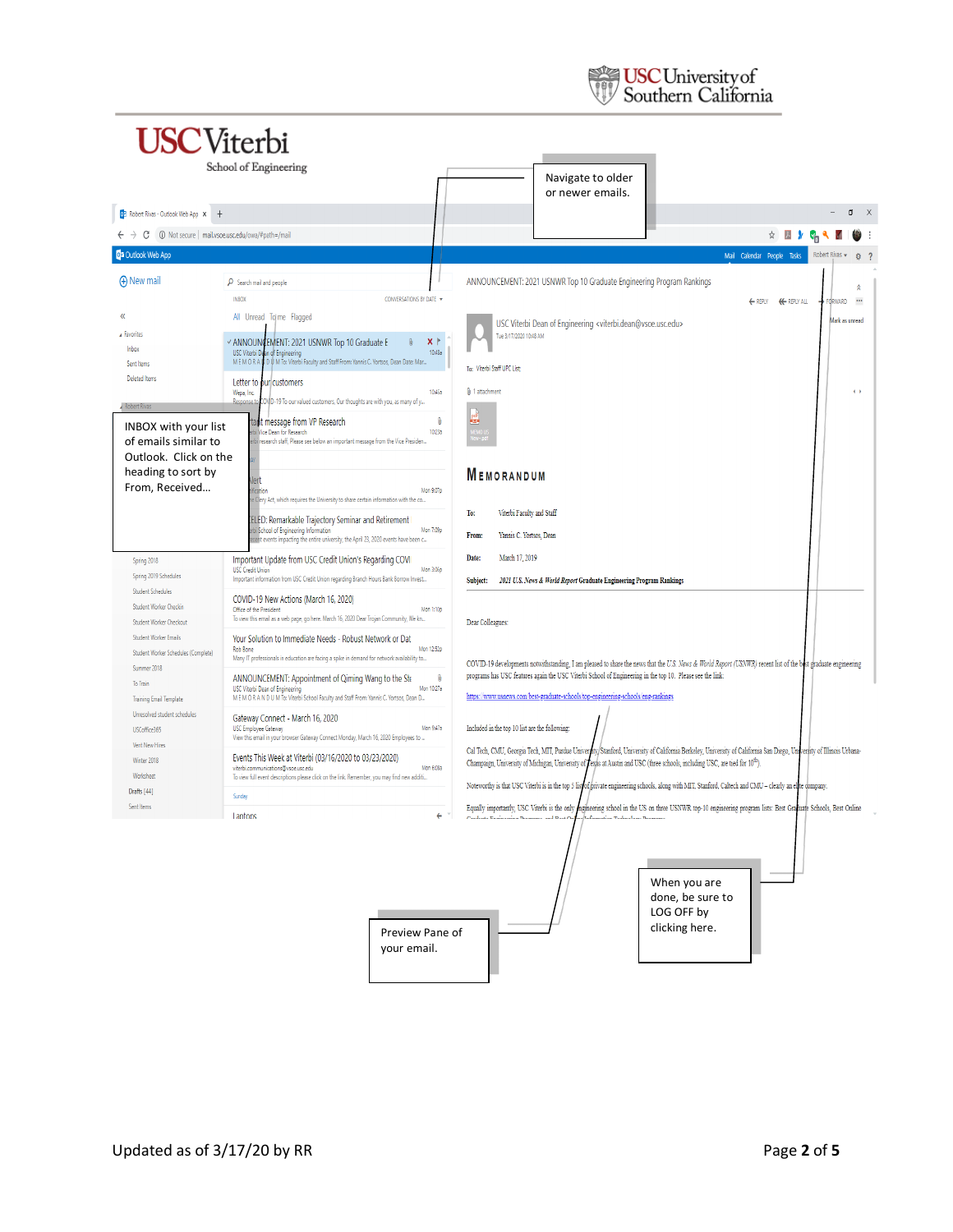USC University of Southern California

USC Viterbi School of Engineering

Navigate to older or newer emails.

INBOX with your list of emails similar to Outlook. Click on the heading to sort by From, Received…

When you are done, be sure to LOG OFF by clicking here.

Preview Pane of your email.

Updated as of 3/17/20 by RR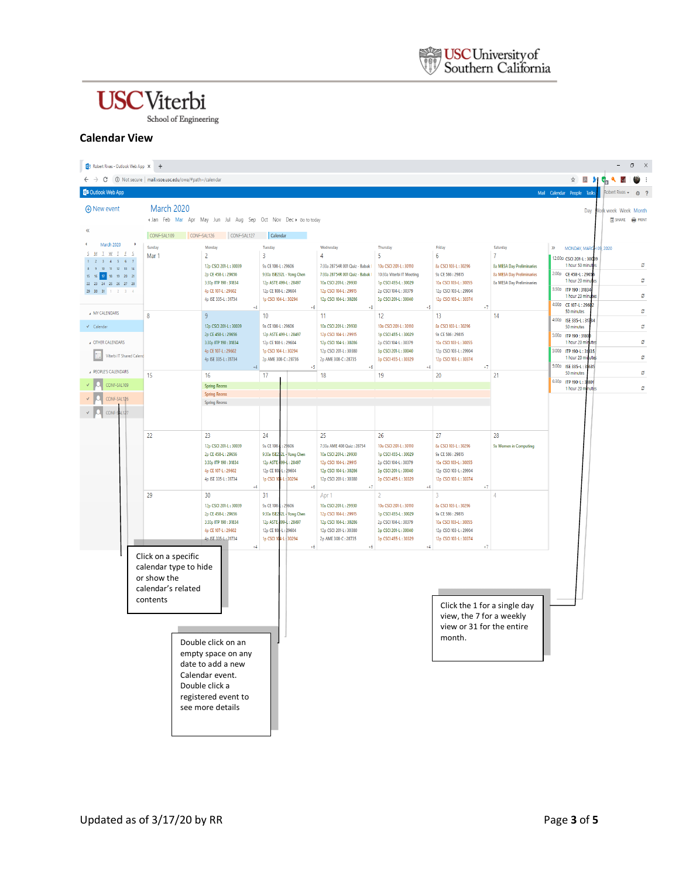## Calendar View

Click on a specific calendar type to hide or show the calendar's related contents

Double click on an empty space on any date to add a new Calendar event. Double click a registered event to see more details

Click the 1 for a single day view, the 7 for a weekly view or 31 for the entire month.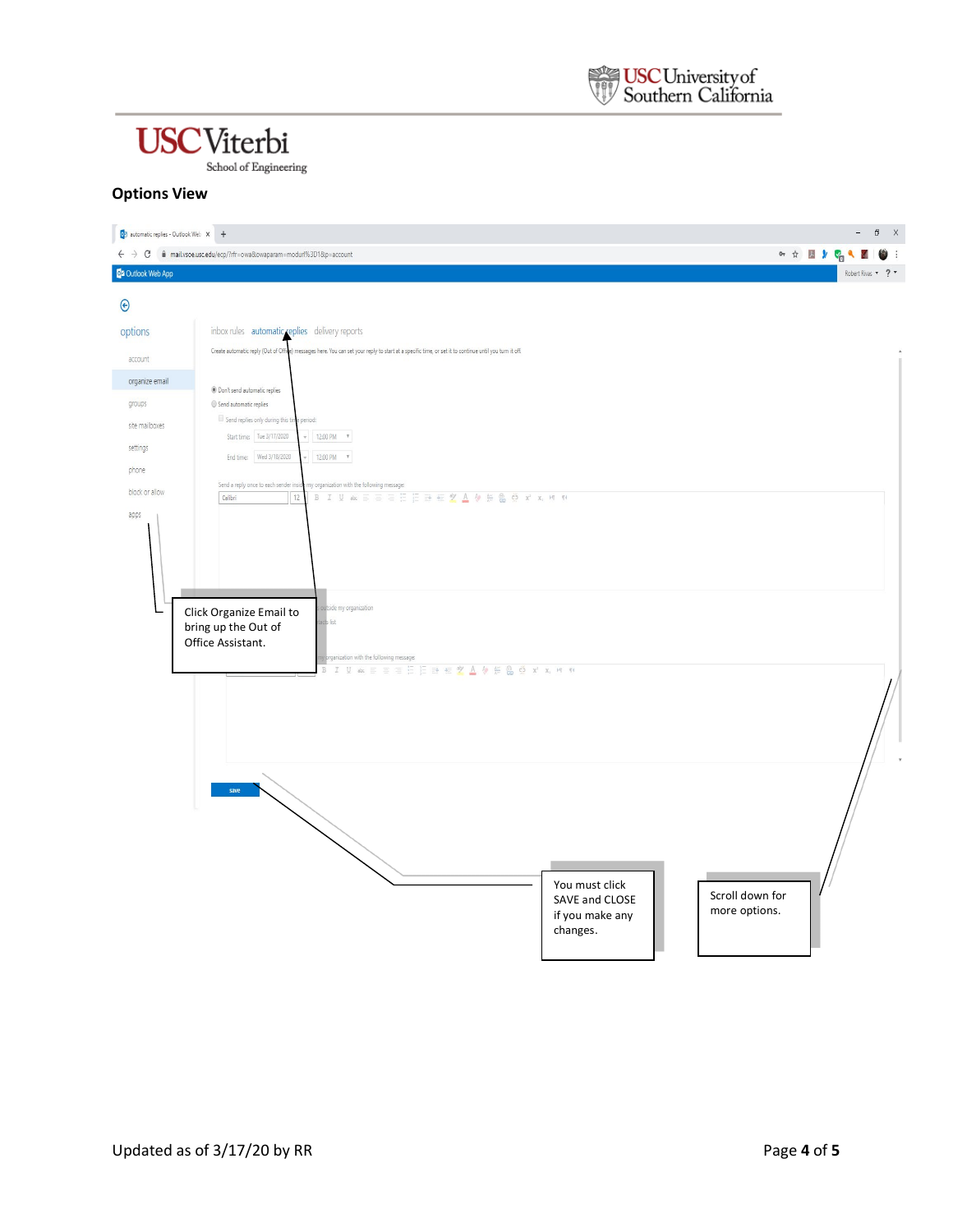## Options View

Click Organize Email to bring up the Out of Office Assistant.

You must click SAVE and CLOSE if you make any changes.

Scroll down for more options.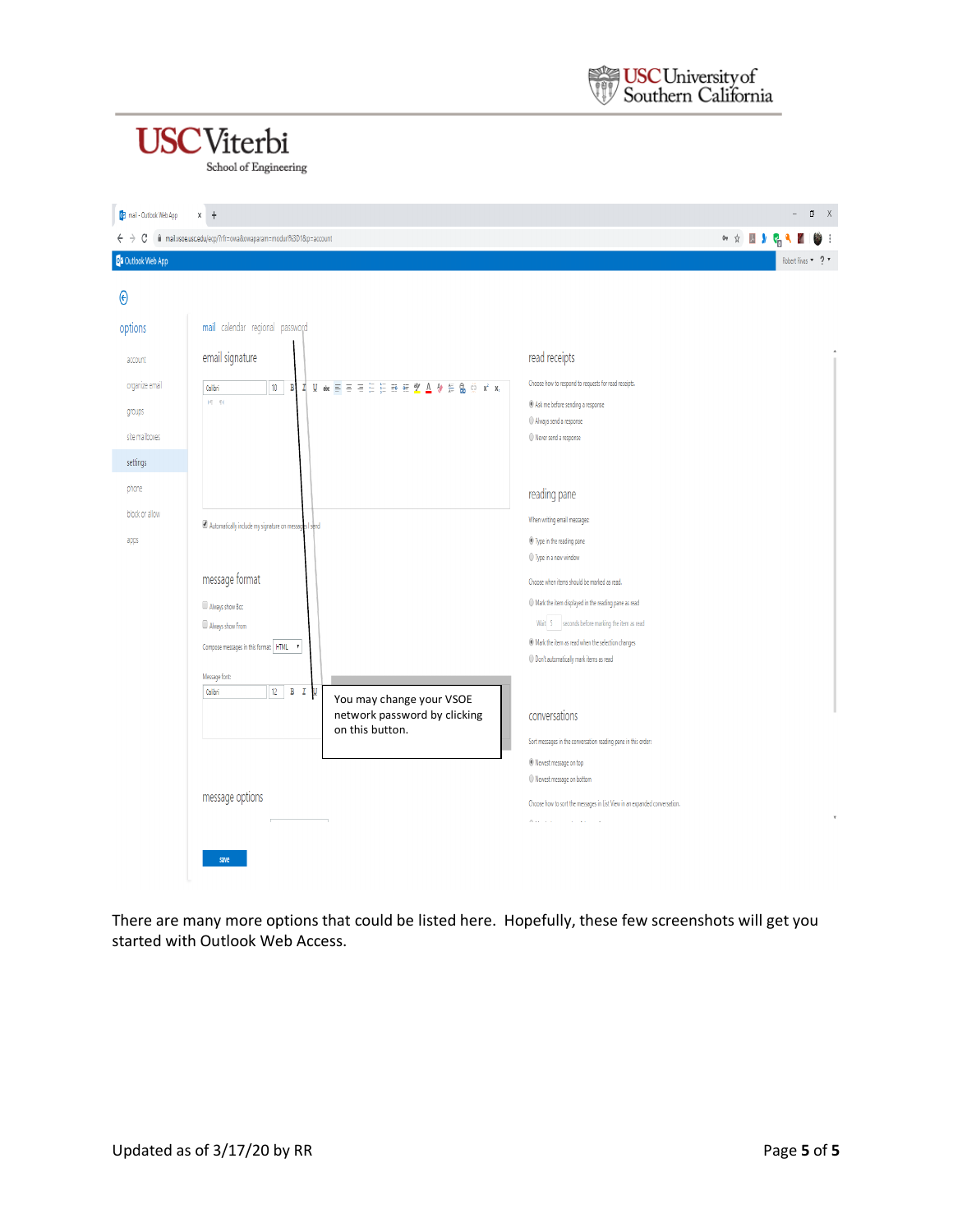You may change your VSOE network password by clicking on this button.

There are many more options that could be listed here. Hopefully, these few screenshots will get you started with Outlook Web Access.

Updated as of 3/17/20 by RR